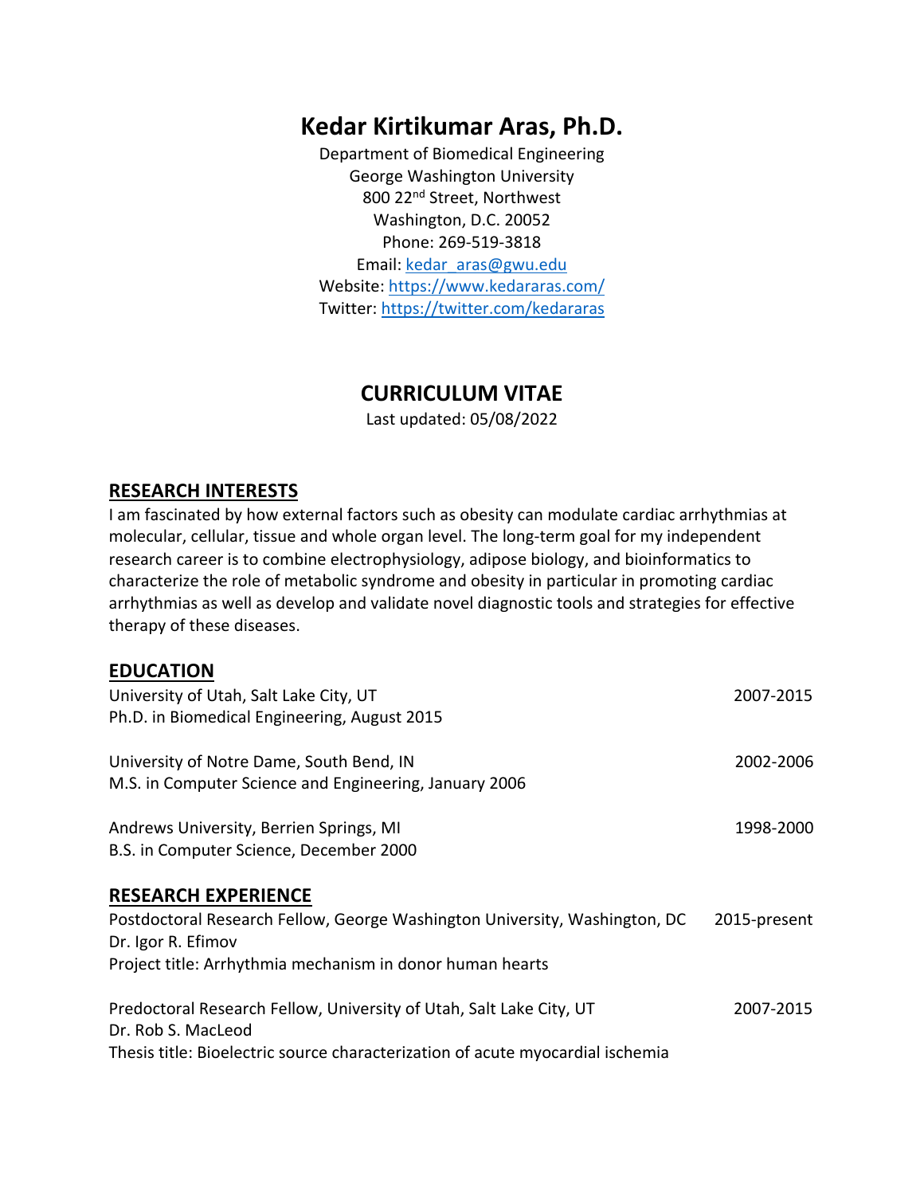# Kedar Kirtikumar Aras, Ph.D.

Department of Biomedical Engineering
George Washington University
800 22nd Street, Northwest
Washington, D.C. 20052
Phone: 269-519-3818
Email: kedar_aras@gwu.edu
Website: https://www.kedararas.com/
Twitter: https://twitter.com/kedararas

# CURRICULUM VITAE

Last updated: 05/08/2022

## RESEARCH INTERESTS

I am fascinated by how external factors such as obesity can modulate cardiac arrhythmias at molecular, cellular, tissue and whole organ level. The long-term goal for my independent research career is to combine electrophysiology, adipose biology, and bioinformatics to characterize the role of metabolic syndrome and obesity in particular in promoting cardiac arrhythmias as well as develop and validate novel diagnostic tools and strategies for effective therapy of these diseases.

## EDUCATION

University of Utah, Salt Lake City, UT — 2007-2015
Ph.D. in Biomedical Engineering, August 2015

University of Notre Dame, South Bend, IN — 2002-2006
M.S. in Computer Science and Engineering, January 2006

Andrews University, Berrien Springs, MI — 1998-2000
B.S. in Computer Science, December 2000

## RESEARCH EXPERIENCE

Postdoctoral Research Fellow, George Washington University, Washington, DC — 2015-present
Dr. Igor R. Efimov
Project title: Arrhythmia mechanism in donor human hearts

Predoctoral Research Fellow, University of Utah, Salt Lake City, UT — 2007-2015
Dr. Rob S. MacLeod
Thesis title: Bioelectric source characterization of acute myocardial ischemia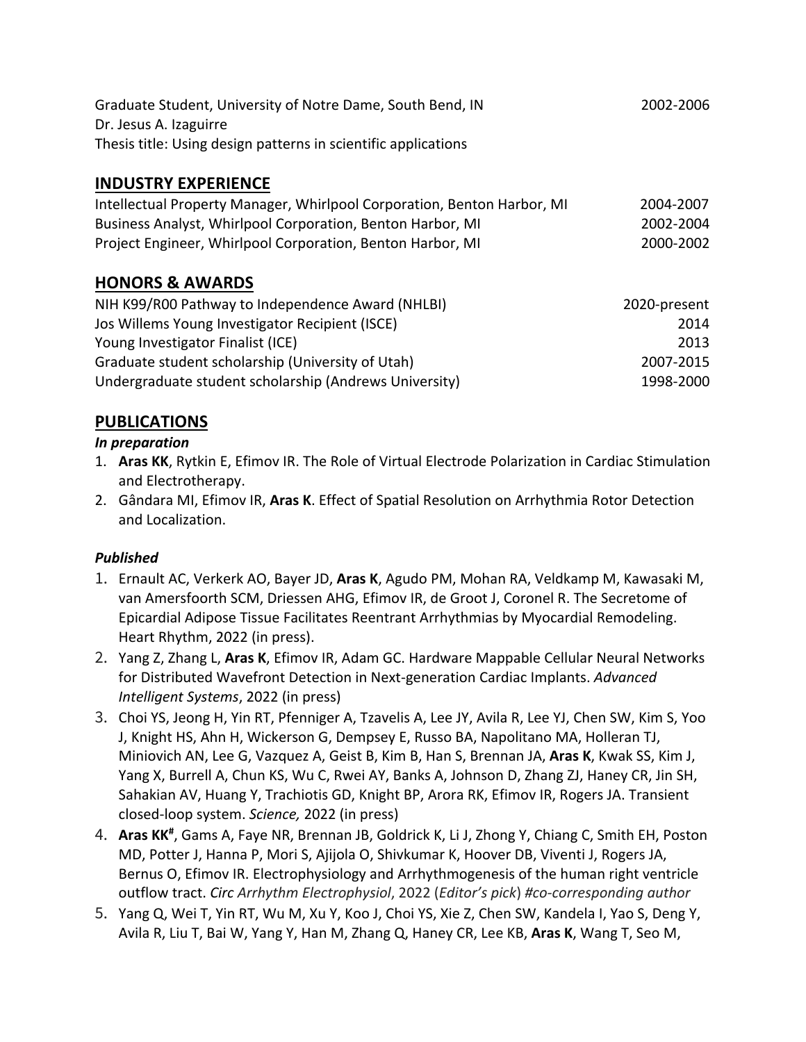Graduate Student, University of Notre Dame, South Bend, IN 2002-2006
Dr. Jesus A. Izaguirre
Thesis title: Using design patterns in scientific applications

## INDUSTRY EXPERIENCE

Intellectual Property Manager, Whirlpool Corporation, Benton Harbor, MI 2004-2007
Business Analyst, Whirlpool Corporation, Benton Harbor, MI 2002-2004
Project Engineer, Whirlpool Corporation, Benton Harbor, MI 2000-2002

## HONORS & AWARDS

NIH K99/R00 Pathway to Independence Award (NHLBI) 2020-present
Jos Willems Young Investigator Recipient (ISCE) 2014
Young Investigator Finalist (ICE) 2013
Graduate student scholarship (University of Utah) 2007-2015
Undergraduate student scholarship (Andrews University) 1998-2000

## PUBLICATIONS

***In preparation***

1. **Aras KK**, Rytkin E, Efimov IR. The Role of Virtual Electrode Polarization in Cardiac Stimulation and Electrotherapy.
2. Gândara MI, Efimov IR, **Aras K**. Effect of Spatial Resolution on Arrhythmia Rotor Detection and Localization.

***Published***

1. Ernault AC, Verkerk AO, Bayer JD, **Aras K**, Agudo PM, Mohan RA, Veldkamp M, Kawasaki M, van Amersfoorth SCM, Driessen AHG, Efimov IR, de Groot J, Coronel R. The Secretome of Epicardial Adipose Tissue Facilitates Reentrant Arrhythmias by Myocardial Remodeling. Heart Rhythm, 2022 (in press).
2. Yang Z, Zhang L, **Aras K**, Efimov IR, Adam GC. Hardware Mappable Cellular Neural Networks for Distributed Wavefront Detection in Next-generation Cardiac Implants. *Advanced Intelligent Systems*, 2022 (in press)
3. Choi YS, Jeong H, Yin RT, Pfenniger A, Tzavelis A, Lee JY, Avila R, Lee YJ, Chen SW, Kim S, Yoo J, Knight HS, Ahn H, Wickerson G, Dempsey E, Russo BA, Napolitano MA, Holleran TJ, Miniovich AN, Lee G, Vazquez A, Geist B, Kim B, Han S, Brennan JA, **Aras K**, Kwak SS, Kim J, Yang X, Burrell A, Chun KS, Wu C, Rwei AY, Banks A, Johnson D, Zhang ZJ, Haney CR, Jin SH, Sahakian AV, Huang Y, Trachiotis GD, Knight BP, Arora RK, Efimov IR, Rogers JA. Transient closed-loop system. *Science,* 2022 (in press)
4. **Aras KK**[#], Gams A, Faye NR, Brennan JB, Goldrick K, Li J, Zhong Y, Chiang C, Smith EH, Poston MD, Potter J, Hanna P, Mori S, Ajijola O, Shivkumar K, Hoover DB, Viventi J, Rogers JA, Bernus O, Efimov IR. Electrophysiology and Arrhythmogenesis of the human right ventricle outflow tract. *Circ Arrhythm Electrophysiol*, 2022 (*Editor's pick*) *#co-corresponding author*
5. Yang Q, Wei T, Yin RT, Wu M, Xu Y, Koo J, Choi YS, Xie Z, Chen SW, Kandela I, Yao S, Deng Y, Avila R, Liu T, Bai W, Yang Y, Han M, Zhang Q, Haney CR, Lee KB, **Aras K**, Wang T, Seo M,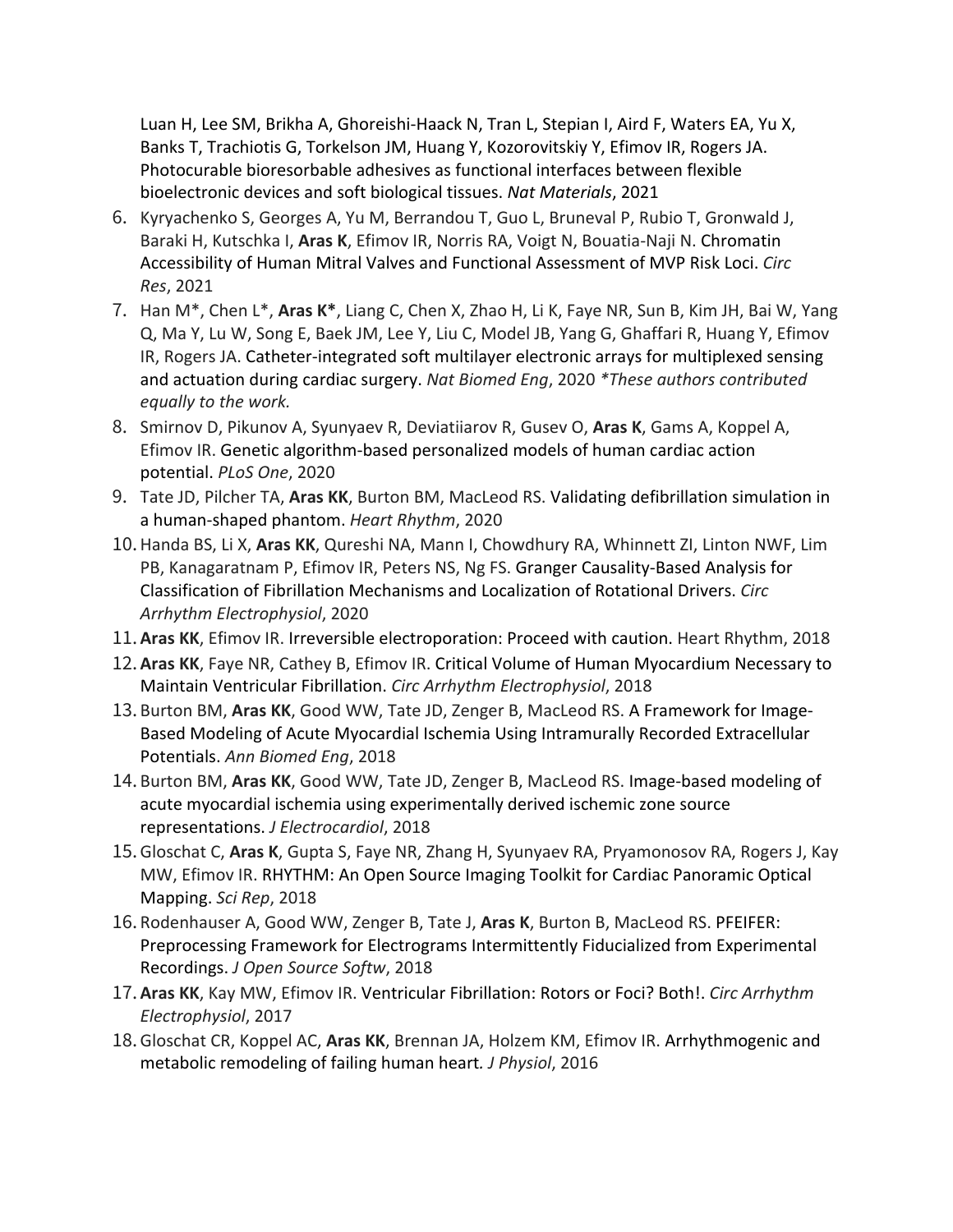Luan H, Lee SM, Brikha A, Ghoreishi-Haack N, Tran L, Stepian I, Aird F, Waters EA, Yu X, Banks T, Trachiotis G, Torkelson JM, Huang Y, Kozorovitskiy Y, Efimov IR, Rogers JA. Photocurable bioresorbable adhesives as functional interfaces between flexible bioelectronic devices and soft biological tissues. *Nat Materials*, 2021

6. Kyryachenko S, Georges A, Yu M, Berrandou T, Guo L, Bruneval P, Rubio T, Gronwald J, Baraki H, Kutschka I, **Aras K**, Efimov IR, Norris RA, Voigt N, Bouatia-Naji N. Chromatin Accessibility of Human Mitral Valves and Functional Assessment of MVP Risk Loci. *Circ Res*, 2021
7. Han M*, Chen L*, **Aras K***, Liang C, Chen X, Zhao H, Li K, Faye NR, Sun B, Kim JH, Bai W, Yang Q, Ma Y, Lu W, Song E, Baek JM, Lee Y, Liu C, Model JB, Yang G, Ghaffari R, Huang Y, Efimov IR, Rogers JA. Catheter-integrated soft multilayer electronic arrays for multiplexed sensing and actuation during cardiac surgery. *Nat Biomed Eng*, 2020 **These authors contributed equally to the work.*
8. Smirnov D, Pikunov A, Syunyaev R, Deviatiiarov R, Gusev O, **Aras K**, Gams A, Koppel A, Efimov IR. Genetic algorithm-based personalized models of human cardiac action potential. *PLoS One*, 2020
9. Tate JD, Pilcher TA, **Aras KK**, Burton BM, MacLeod RS. Validating defibrillation simulation in a human-shaped phantom. *Heart Rhythm*, 2020
10. Handa BS, Li X, **Aras KK**, Qureshi NA, Mann I, Chowdhury RA, Whinnett ZI, Linton NWF, Lim PB, Kanagaratnam P, Efimov IR, Peters NS, Ng FS. Granger Causality-Based Analysis for Classification of Fibrillation Mechanisms and Localization of Rotational Drivers. *Circ Arrhythm Electrophysiol*, 2020
11. **Aras KK**, Efimov IR. Irreversible electroporation: Proceed with caution. Heart Rhythm, 2018
12. **Aras KK**, Faye NR, Cathey B, Efimov IR. Critical Volume of Human Myocardium Necessary to Maintain Ventricular Fibrillation. *Circ Arrhythm Electrophysiol*, 2018
13. Burton BM, **Aras KK**, Good WW, Tate JD, Zenger B, MacLeod RS. A Framework for Image-Based Modeling of Acute Myocardial Ischemia Using Intramurally Recorded Extracellular Potentials. *Ann Biomed Eng*, 2018
14. Burton BM, **Aras KK**, Good WW, Tate JD, Zenger B, MacLeod RS. Image-based modeling of acute myocardial ischemia using experimentally derived ischemic zone source representations. *J Electrocardiol*, 2018
15. Gloschat C, **Aras K**, Gupta S, Faye NR, Zhang H, Syunyaev RA, Pryamonosov RA, Rogers J, Kay MW, Efimov IR. RHYTHM: An Open Source Imaging Toolkit for Cardiac Panoramic Optical Mapping. *Sci Rep*, 2018
16. Rodenhauser A, Good WW, Zenger B, Tate J, **Aras K**, Burton B, MacLeod RS. PFEIFER: Preprocessing Framework for Electrograms Intermittently Fiducialized from Experimental Recordings. *J Open Source Softw*, 2018
17. **Aras KK**, Kay MW, Efimov IR. Ventricular Fibrillation: Rotors or Foci? Both!. *Circ Arrhythm Electrophysiol*, 2017
18. Gloschat CR, Koppel AC, **Aras KK**, Brennan JA, Holzem KM, Efimov IR. Arrhythmogenic and metabolic remodeling of failing human heart. *J Physiol*, 2016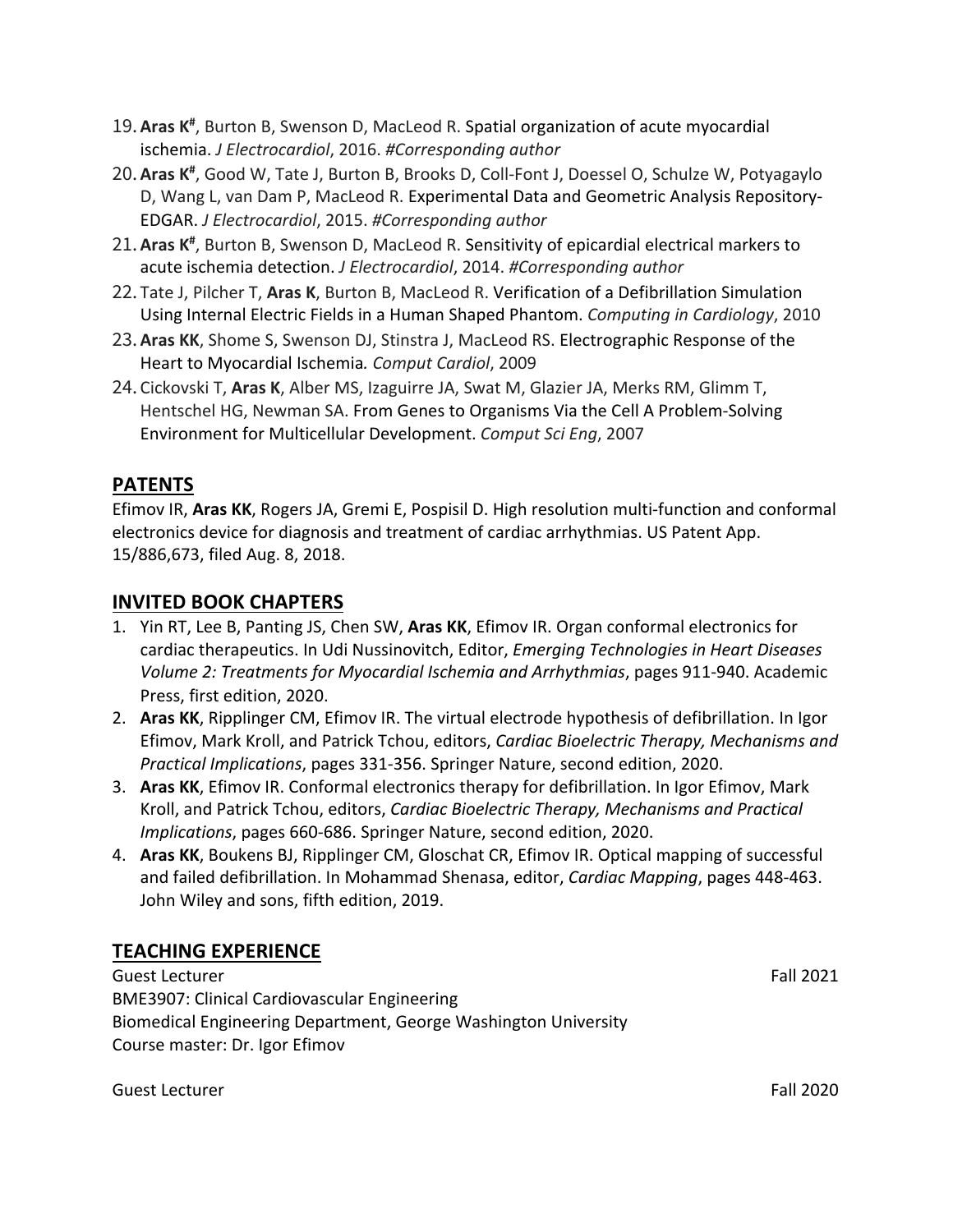19. **Aras K#**, Burton B, Swenson D, MacLeod R. Spatial organization of acute myocardial ischemia. *J Electrocardiol*, 2016. *#Corresponding author*
20. **Aras K#**, Good W, Tate J, Burton B, Brooks D, Coll-Font J, Doessel O, Schulze W, Potyagaylo D, Wang L, van Dam P, MacLeod R. Experimental Data and Geometric Analysis Repository-EDGAR. *J Electrocardiol*, 2015. *#Corresponding author*
21. **Aras K#**, Burton B, Swenson D, MacLeod R. Sensitivity of epicardial electrical markers to acute ischemia detection. *J Electrocardiol*, 2014. *#Corresponding author*
22. Tate J, Pilcher T, **Aras K**, Burton B, MacLeod R. Verification of a Defibrillation Simulation Using Internal Electric Fields in a Human Shaped Phantom. *Computing in Cardiology*, 2010
23. **Aras KK**, Shome S, Swenson DJ, Stinstra J, MacLeod RS. Electrographic Response of the Heart to Myocardial Ischemia*. Comput Cardiol*, 2009
24. Cickovski T, **Aras K**, Alber MS, Izaguirre JA, Swat M, Glazier JA, Merks RM, Glimm T, Hentschel HG, Newman SA. From Genes to Organisms Via the Cell A Problem-Solving Environment for Multicellular Development. *Comput Sci Eng*, 2007

## PATENTS

Efimov IR, **Aras KK**, Rogers JA, Gremi E, Pospisil D. High resolution multi-function and conformal electronics device for diagnosis and treatment of cardiac arrhythmias. US Patent App. 15/886,673, filed Aug. 8, 2018.

## INVITED BOOK CHAPTERS

1. Yin RT, Lee B, Panting JS, Chen SW, **Aras KK**, Efimov IR. Organ conformal electronics for cardiac therapeutics. In Udi Nussinovitch, Editor, *Emerging Technologies in Heart Diseases Volume 2: Treatments for Myocardial Ischemia and Arrhythmias*, pages 911-940. Academic Press, first edition, 2020.
2. **Aras KK**, Ripplinger CM, Efimov IR. The virtual electrode hypothesis of defibrillation. In Igor Efimov, Mark Kroll, and Patrick Tchou, editors, *Cardiac Bioelectric Therapy, Mechanisms and Practical Implications*, pages 331-356. Springer Nature, second edition, 2020.
3. **Aras KK**, Efimov IR. Conformal electronics therapy for defibrillation. In Igor Efimov, Mark Kroll, and Patrick Tchou, editors, *Cardiac Bioelectric Therapy, Mechanisms and Practical Implications*, pages 660-686. Springer Nature, second edition, 2020.
4. **Aras KK**, Boukens BJ, Ripplinger CM, Gloschat CR, Efimov IR. Optical mapping of successful and failed defibrillation. In Mohammad Shenasa, editor, *Cardiac Mapping*, pages 448-463. John Wiley and sons, fifth edition, 2019.

## TEACHING EXPERIENCE

Guest Lecturer — Fall 2021
BME3907: Clinical Cardiovascular Engineering
Biomedical Engineering Department, George Washington University
Course master: Dr. Igor Efimov

Guest Lecturer — Fall 2020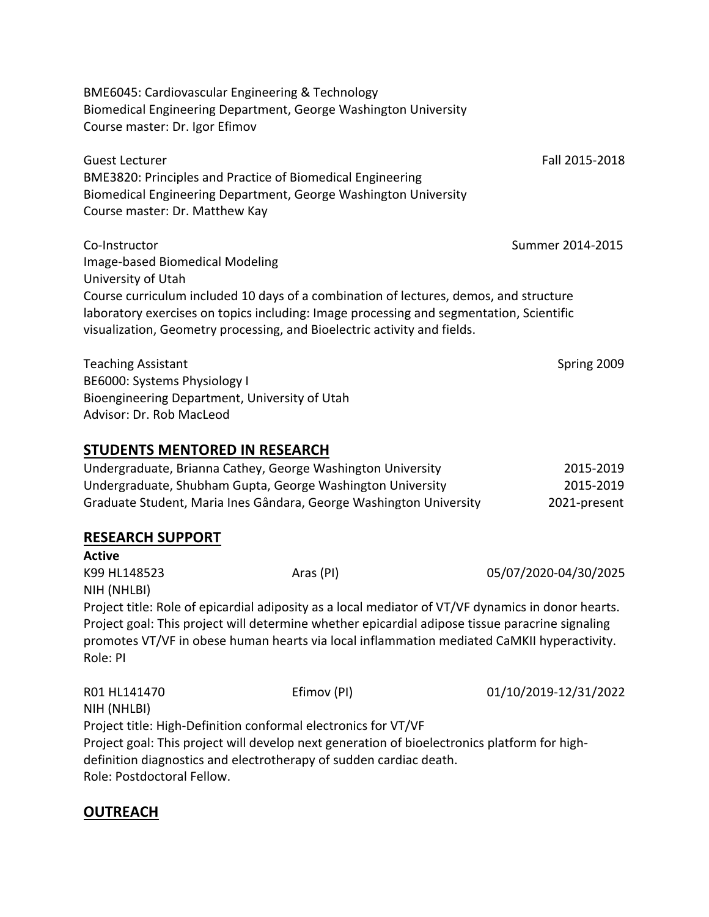BME6045: Cardiovascular Engineering & Technology
Biomedical Engineering Department, George Washington University
Course master: Dr. Igor Efimov

Guest Lecturer — Fall 2015-2018
BME3820: Principles and Practice of Biomedical Engineering
Biomedical Engineering Department, George Washington University
Course master: Dr. Matthew Kay

Co-Instructor — Summer 2014-2015
Image-based Biomedical Modeling
University of Utah
Course curriculum included 10 days of a combination of lectures, demos, and structure laboratory exercises on topics including: Image processing and segmentation, Scientific visualization, Geometry processing, and Bioelectric activity and fields.

Teaching Assistant — Spring 2009
BE6000: Systems Physiology I
Bioengineering Department, University of Utah
Advisor: Dr. Rob MacLeod

## STUDENTS MENTORED IN RESEARCH

Undergraduate, Brianna Cathey, George Washington University — 2015-2019
Undergraduate, Shubham Gupta, George Washington University — 2015-2019
Graduate Student, Maria Ines Gândara, George Washington University — 2021-present

## RESEARCH SUPPORT

**Active**

K99 HL148523 — Aras (PI) — 05/07/2020-04/30/2025
NIH (NHLBI)
Project title: Role of epicardial adiposity as a local mediator of VT/VF dynamics in donor hearts.
Project goal: This project will determine whether epicardial adipose tissue paracrine signaling promotes VT/VF in obese human hearts via local inflammation mediated CaMKII hyperactivity.
Role: PI

R01 HL141470 — Efimov (PI) — 01/10/2019-12/31/2022
NIH (NHLBI)
Project title: High-Definition conformal electronics for VT/VF
Project goal: This project will develop next generation of bioelectronics platform for high-definition diagnostics and electrotherapy of sudden cardiac death.
Role: Postdoctoral Fellow.

## OUTREACH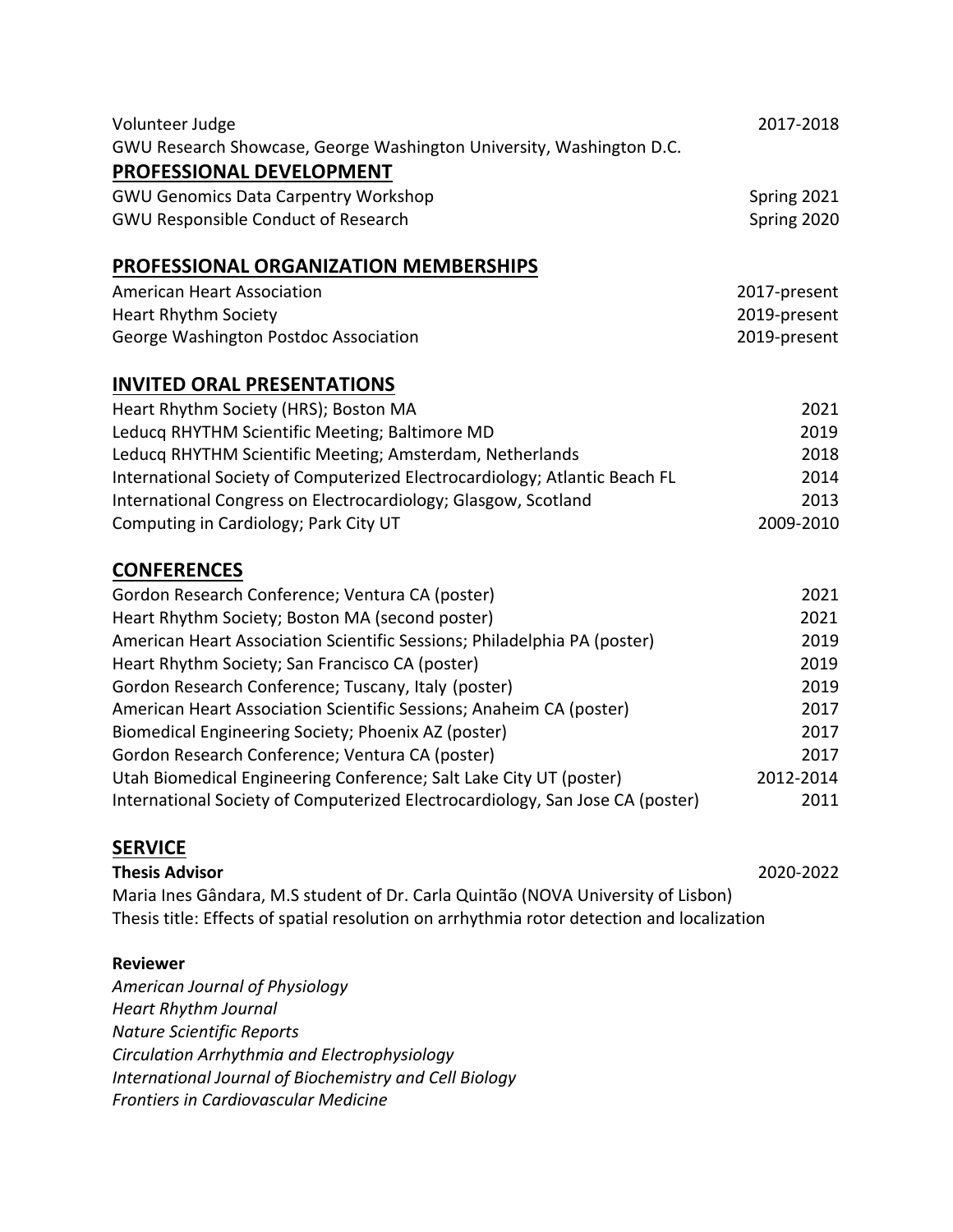Volunteer Judge 2017-2018
GWU Research Showcase, George Washington University, Washington D.C.

## PROFESSIONAL DEVELOPMENT

GWU Genomics Data Carpentry Workshop Spring 2021
GWU Responsible Conduct of Research Spring 2020

## PROFESSIONAL ORGANIZATION MEMBERSHIPS

American Heart Association 2017-present
Heart Rhythm Society 2019-present
George Washington Postdoc Association 2019-present

## INVITED ORAL PRESENTATIONS

Heart Rhythm Society (HRS); Boston MA 2021
Leducq RHYTHM Scientific Meeting; Baltimore MD 2019
Leducq RHYTHM Scientific Meeting; Amsterdam, Netherlands 2018
International Society of Computerized Electrocardiology; Atlantic Beach FL 2014
International Congress on Electrocardiology; Glasgow, Scotland 2013
Computing in Cardiology; Park City UT 2009-2010

## CONFERENCES

Gordon Research Conference; Ventura CA (poster) 2021
Heart Rhythm Society; Boston MA (second poster) 2021
American Heart Association Scientific Sessions; Philadelphia PA (poster) 2019
Heart Rhythm Society; San Francisco CA (poster) 2019
Gordon Research Conference; Tuscany, Italy (poster) 2019
American Heart Association Scientific Sessions; Anaheim CA (poster) 2017
Biomedical Engineering Society; Phoenix AZ (poster) 2017
Gordon Research Conference; Ventura CA (poster) 2017
Utah Biomedical Engineering Conference; Salt Lake City UT (poster) 2012-2014
International Society of Computerized Electrocardiology, San Jose CA (poster) 2011

## SERVICE

**Thesis Advisor** 2020-2022
Maria Ines Gândara, M.S student of Dr. Carla Quintão (NOVA University of Lisbon)
Thesis title: Effects of spatial resolution on arrhythmia rotor detection and localization

**Reviewer**

*American Journal of Physiology*
*Heart Rhythm Journal*
*Nature Scientific Reports*
*Circulation Arrhythmia and Electrophysiology*
*International Journal of Biochemistry and Cell Biology*
*Frontiers in Cardiovascular Medicine*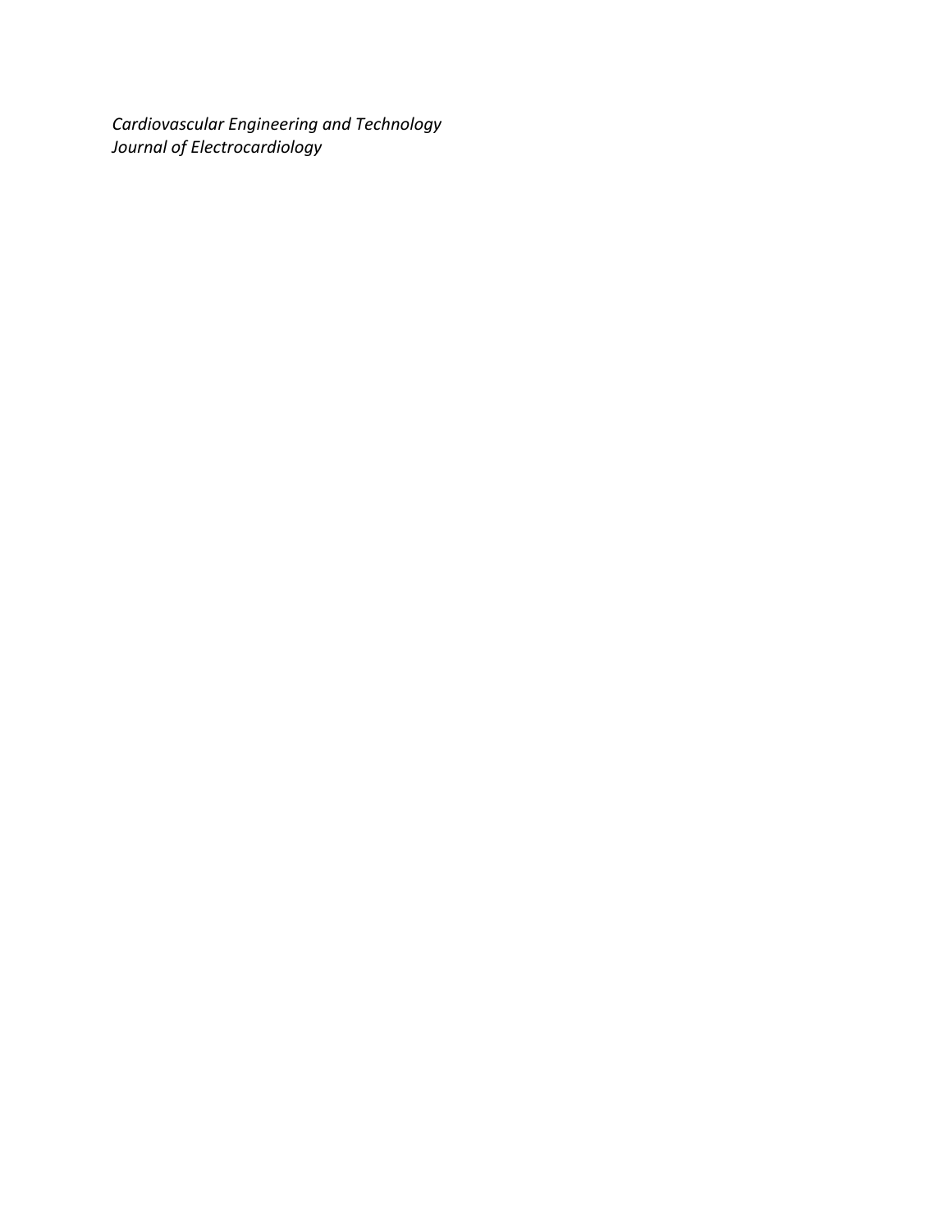*Cardiovascular Engineering and Technology*
*Journal of Electrocardiology*